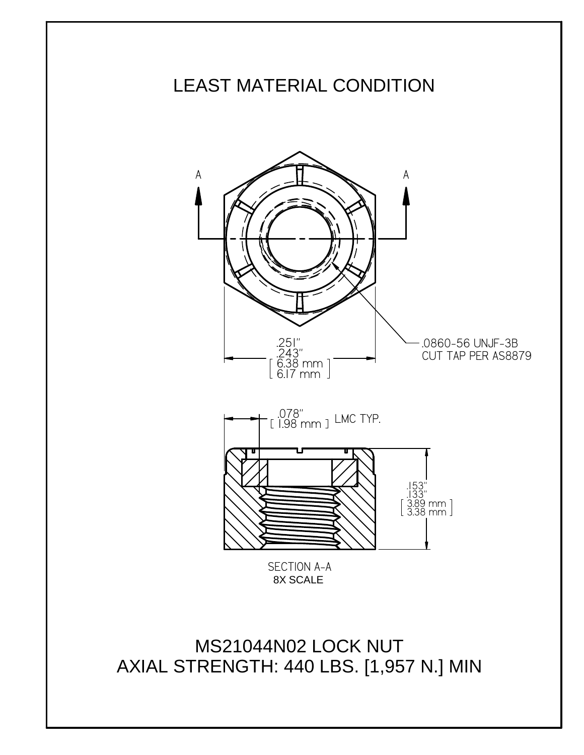# LEAST MATERIAL CONDITION

A A

.251"
.243"
[ 6.38 mm
6.17 mm ]

.0860-56 UNJF-3B
CUT TAP PER AS8879

.078"
[ 1.98 mm ] LMC TYP.

.153"
.133"
[ 3.89 mm
3.38 mm ]

SECTION A-A
8X SCALE

MS21044N02 LOCK NUT
AXIAL STRENGTH: 440 LBS. [1,957 N.] MIN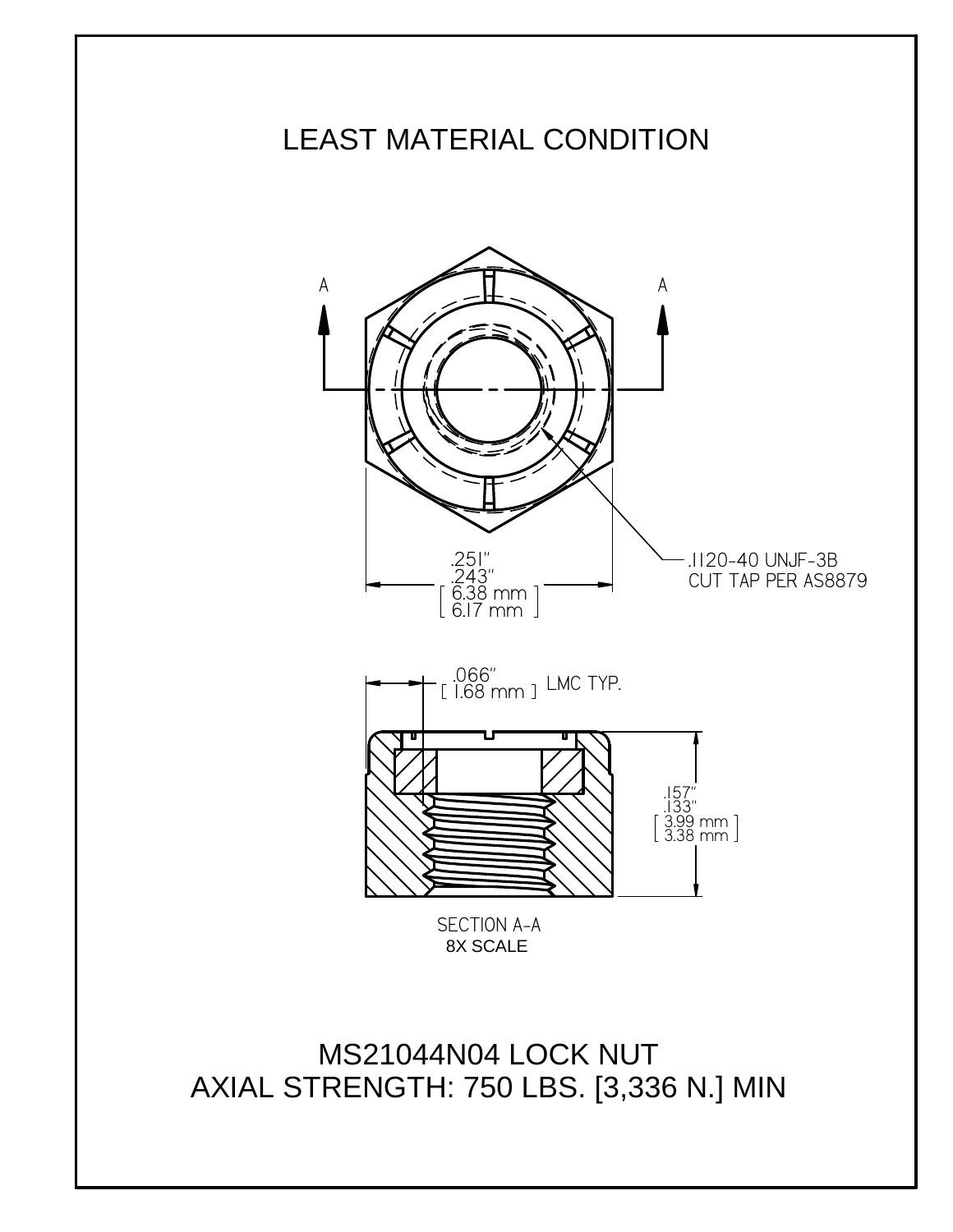# LEAST MATERIAL CONDITION

A

A

.251"
.243"
[ 6.38 mm
6.17 mm ]

.1120-40 UNJF-3B
CUT TAP PER AS8879

.066"
[ 1.68 mm ] LMC TYP.

.157"
.133"
[ 3.99 mm
3.38 mm ]

SECTION A-A
8X SCALE

MS21044N04 LOCK NUT
AXIAL STRENGTH: 750 LBS. [3,336 N.] MIN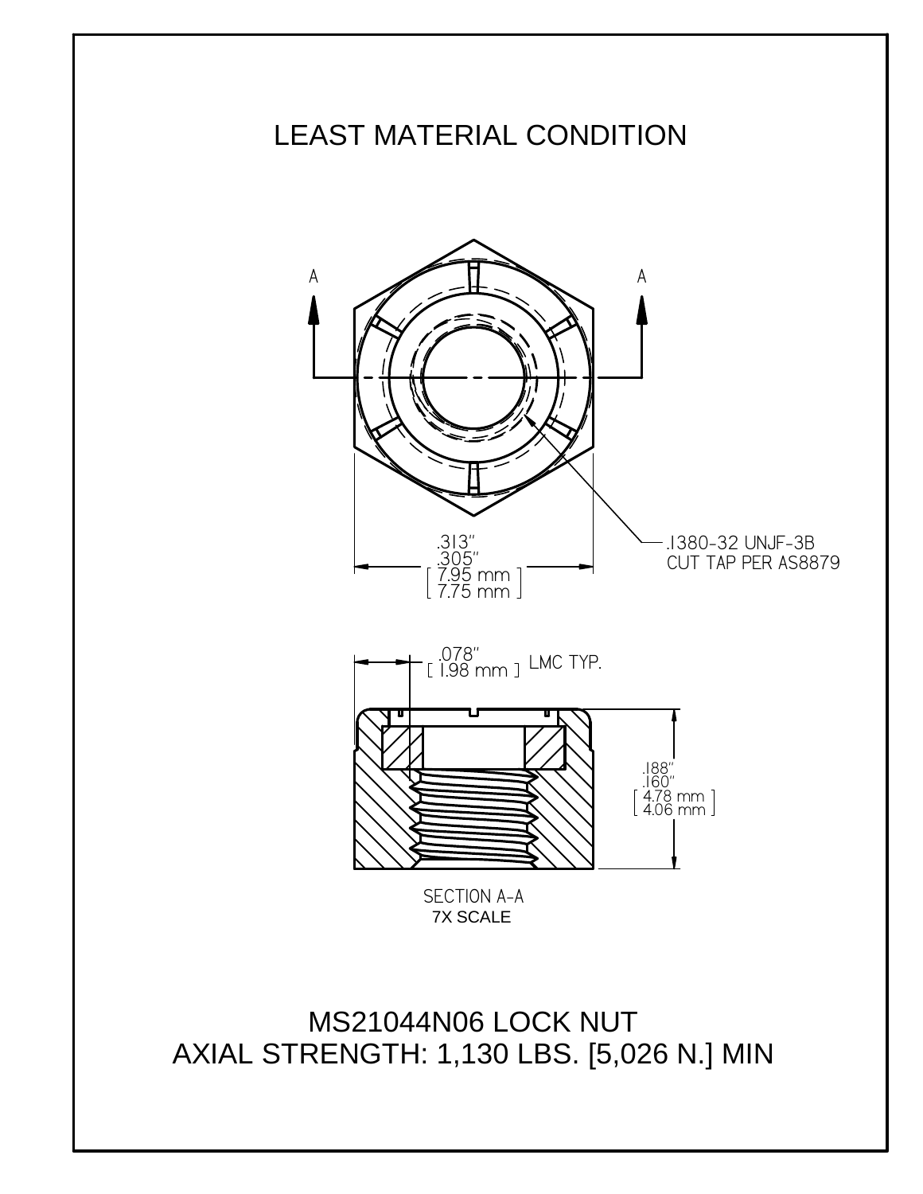# LEAST MATERIAL CONDITION

A

A

.313"
.305"
[ 7.95 mm ]
[ 7.75 mm ]

.1380-32 UNJF-3B
CUT TAP PER AS8879

.078"
[ 1.98 mm ] LMC TYP.

.188"
.160"
[ 4.78 mm ]
[ 4.06 mm ]

SECTION A-A
7X SCALE

MS21044N06 LOCK NUT
AXIAL STRENGTH: 1,130 LBS. [5,026 N.] MIN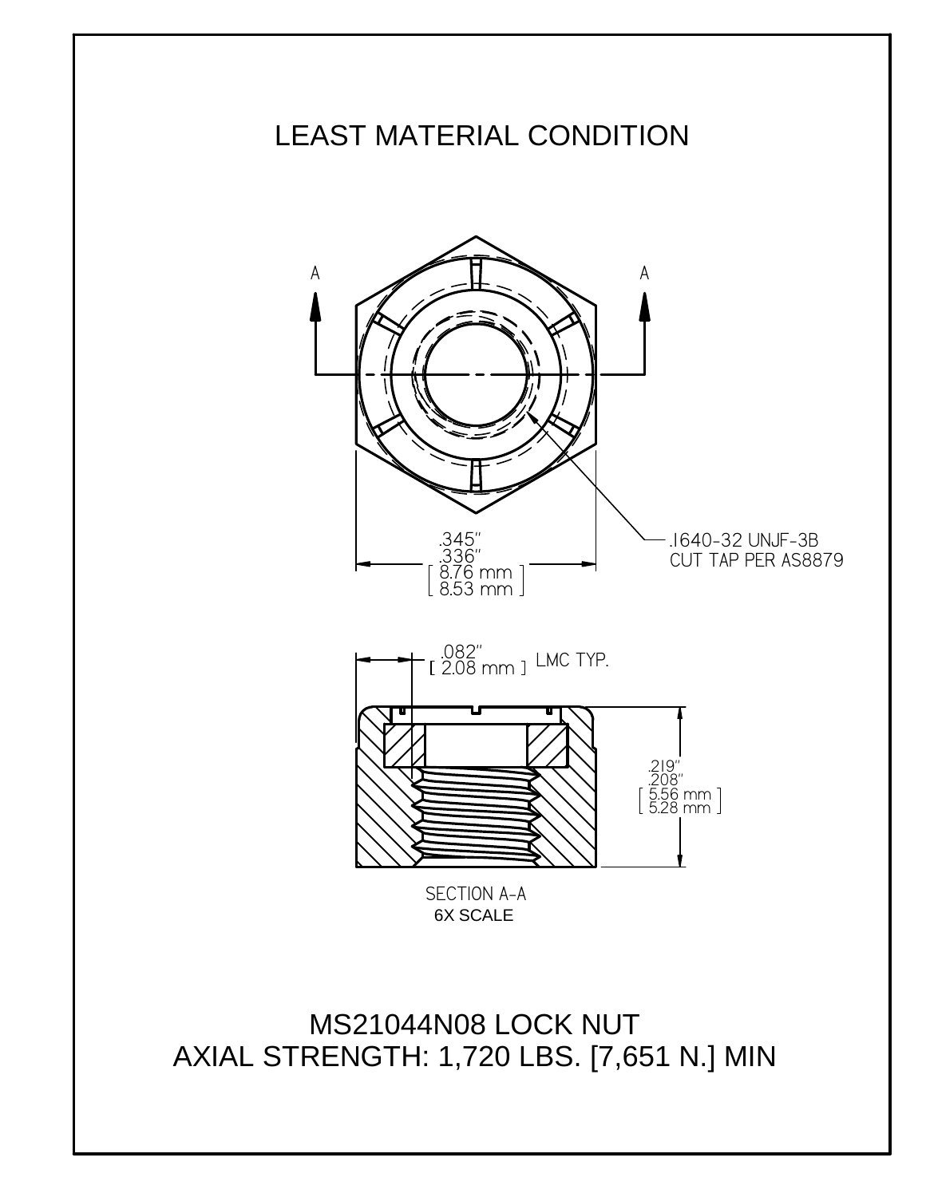# LEAST MATERIAL CONDITION

A A

.345"
.336"
[ 8.76 mm ]
[ 8.53 mm ]

.1640-32 UNJF-3B
CUT TAP PER AS8879

.082"
[ 2.08 mm ] LMC TYP.

.219"
.208"
[ 5.56 mm ]
[ 5.28 mm ]

SECTION A-A
6X SCALE

MS21044N08 LOCK NUT
AXIAL STRENGTH: 1,720 LBS. [7,651 N.] MIN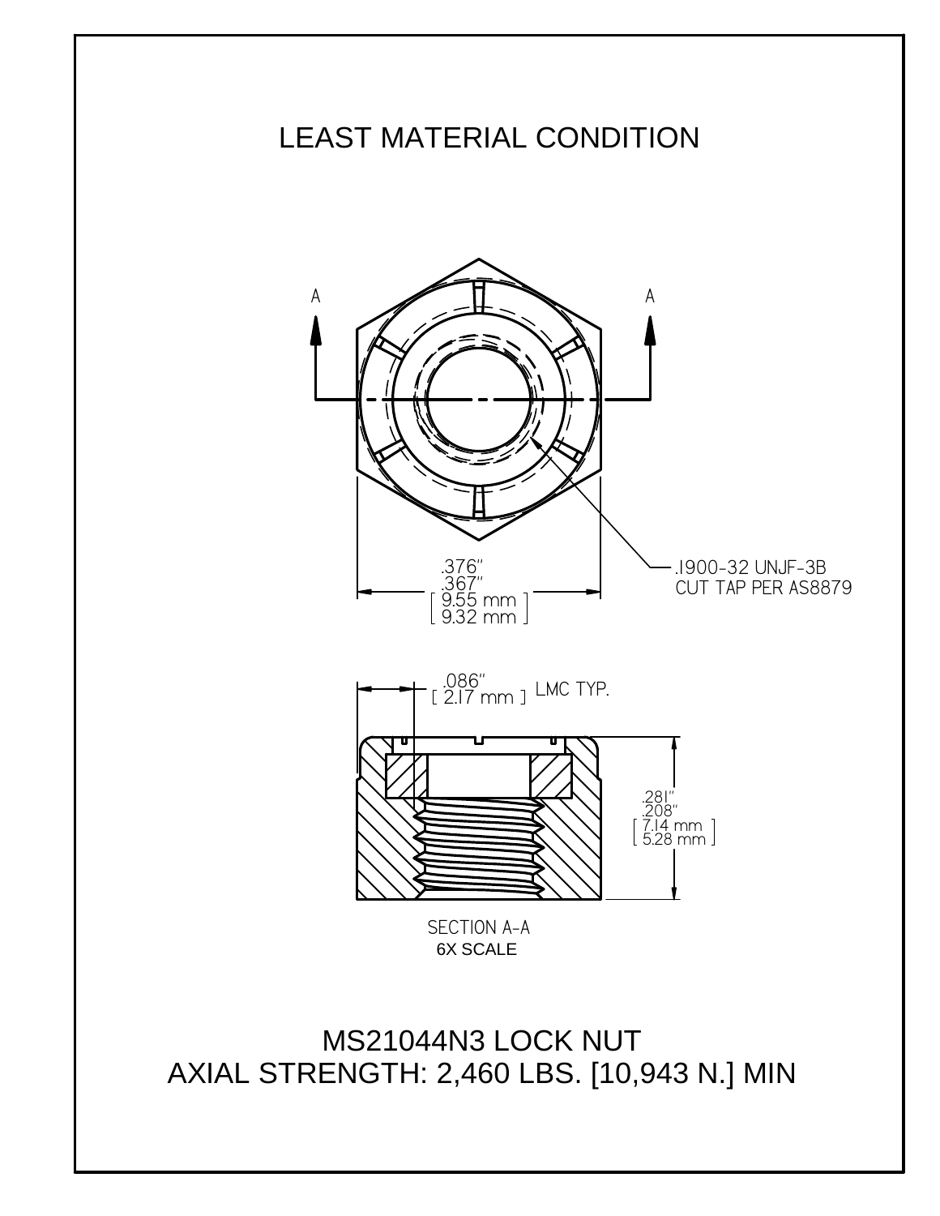# LEAST MATERIAL CONDITION

A

A

.376"
.367"
[ 9.55 mm ]
[ 9.32 mm ]

.1900-32 UNJF-3B
CUT TAP PER AS8879

.086"
[ 2.17 mm ] LMC TYP.

.281"
.208"
[ 7.14 mm ]
[ 5.28 mm ]

SECTION A-A
6X SCALE

MS21044N3 LOCK NUT
AXIAL STRENGTH: 2,460 LBS. [10,943 N.] MIN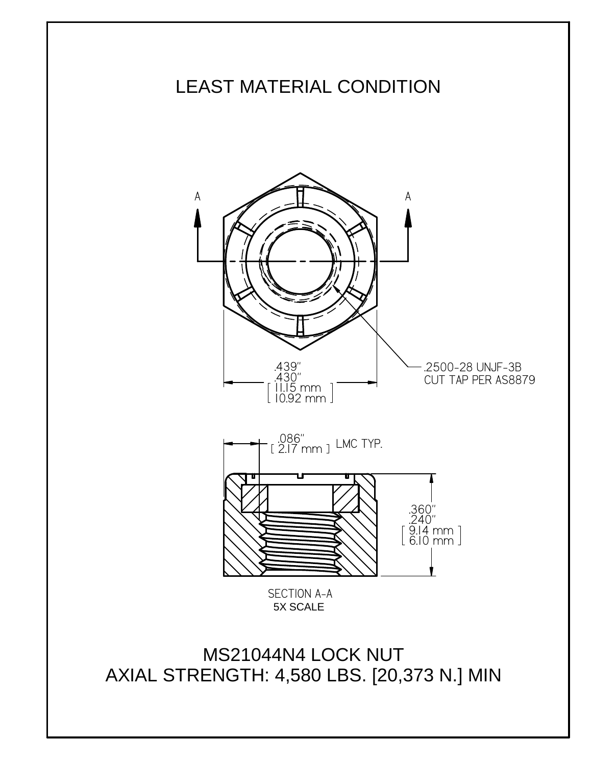# LEAST MATERIAL CONDITION

A

A

.439"
.430"
[ 11.15 mm
10.92 mm ]

.2500-28 UNJF-3B
CUT TAP PER AS8879

.086"
[ 2.17 mm ] LMC TYP.

.360"
.240"
[ 9.14 mm
6.10 mm ]

SECTION A-A
5X SCALE

MS21044N4 LOCK NUT
AXIAL STRENGTH: 4,580 LBS. [20,373 N.] MIN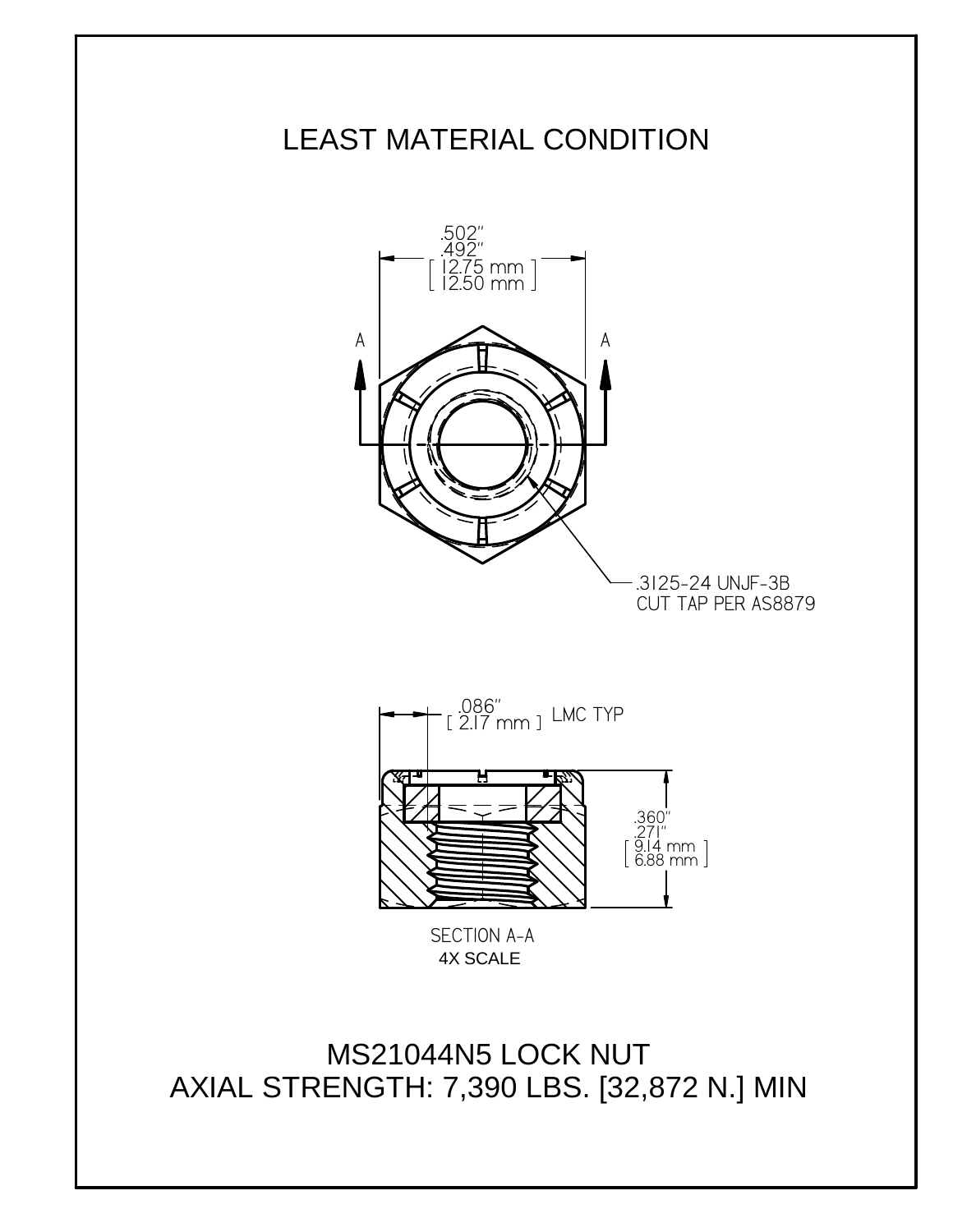# LEAST MATERIAL CONDITION

.502"
.492"
[ 12.75 mm ]
[ 12.50 mm ]

A A

.3125-24 UNJF-3B
CUT TAP PER AS8879

.086"
[ 2.17 mm ] LMC TYP

.360"
.271"
[ 9.14 mm ]
[ 6.88 mm ]

SECTION A-A
4X SCALE

MS21044N5 LOCK NUT
AXIAL STRENGTH: 7,390 LBS. [32,872 N.] MIN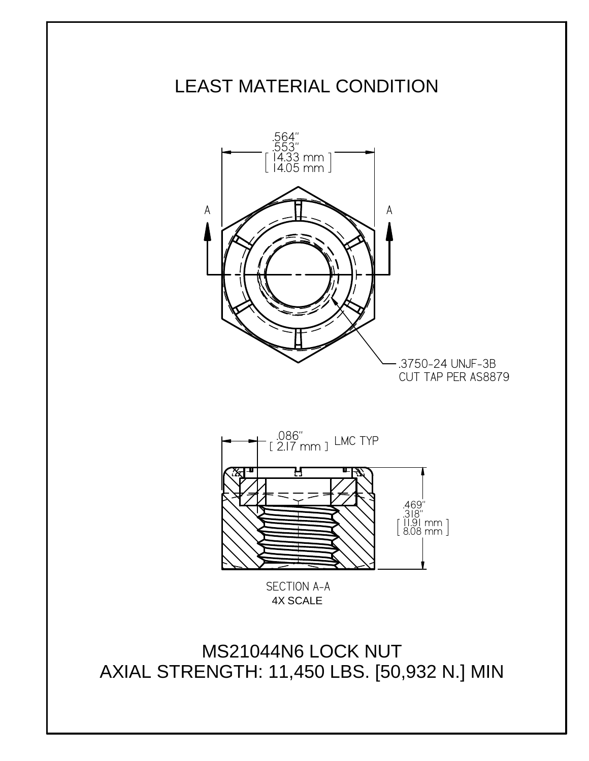# LEAST MATERIAL CONDITION

.564"
.553"
[ 14.33 mm ]
[ 14.05 mm ]

A

A

.3750-24 UNJF-3B
CUT TAP PER AS8879

.086"
[ 2.17 mm ] LMC TYP

.469"
.318"
[ 11.91 mm ]
[ 8.08 mm ]

SECTION A-A
4X SCALE

MS21044N6 LOCK NUT
AXIAL STRENGTH: 11,450 LBS. [50,932 N.] MIN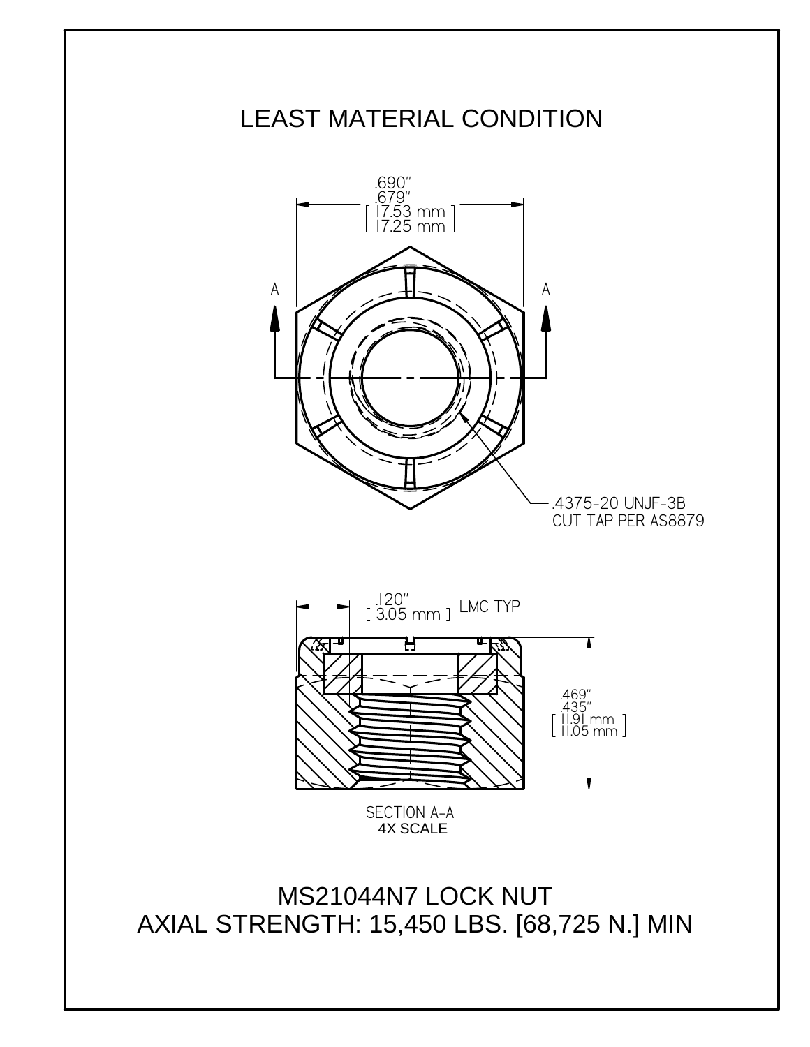# LEAST MATERIAL CONDITION

.690"
.679"
[ 17.53 mm ]
[ 17.25 mm ]

A

A

.4375-20 UNJF-3B
CUT TAP PER AS8879

.120"
[ 3.05 mm ] LMC TYP

.469"
.435"
[ 11.91 mm ]
[ 11.05 mm ]

SECTION A-A
4X SCALE

MS21044N7 LOCK NUT
AXIAL STRENGTH: 15,450 LBS. [68,725 N.] MIN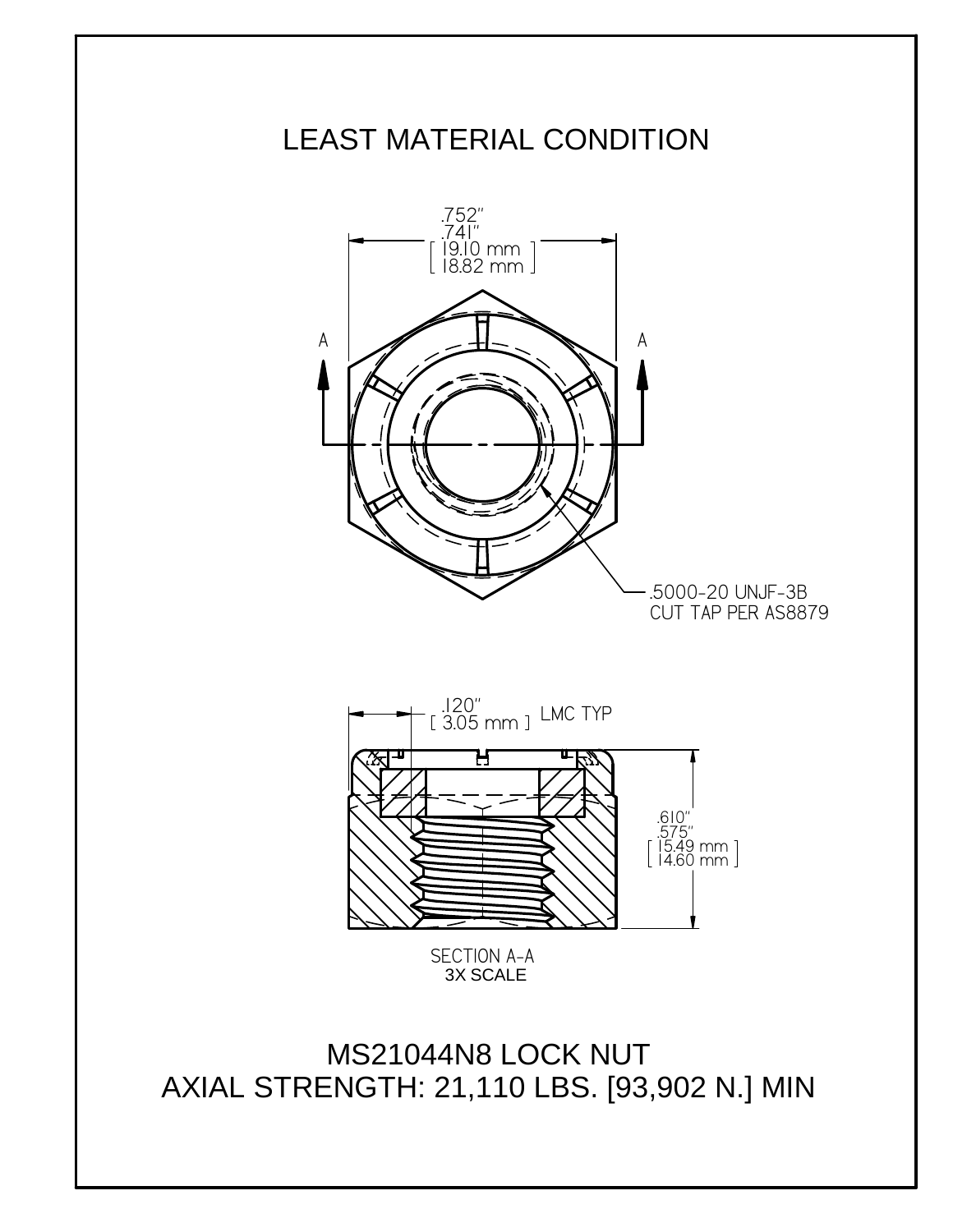# LEAST MATERIAL CONDITION

.752"
.741"
[ 19.10 mm
18.82 mm ]

A A

.5000-20 UNJF-3B
CUT TAP PER AS8879

.120"
[ 3.05 mm ] LMC TYP

.610"
.575"
[ 15.49 mm
14.60 mm ]

SECTION A-A
3X SCALE

MS21044N8 LOCK NUT
AXIAL STRENGTH: 21,110 LBS. [93,902 N.] MIN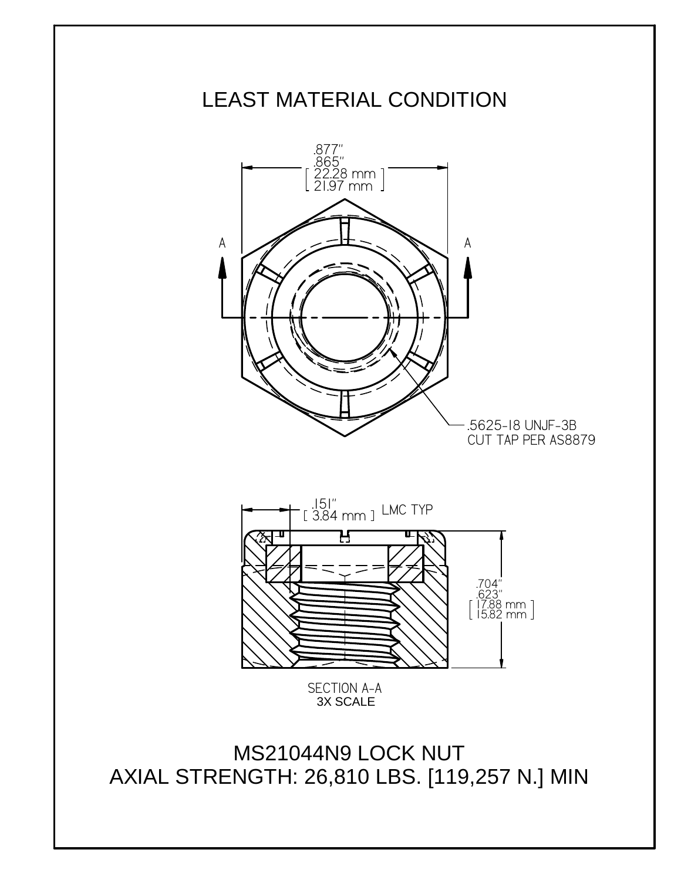# LEAST MATERIAL CONDITION

.877"
.865"
[ 22.28 mm ]
[ 21.97 mm ]

A

A

.5625-18 UNJF-3B
CUT TAP PER AS8879

.151"
[ 3.84 mm ] LMC TYP

.704"
.623"
[ 17.88 mm ]
[ 15.82 mm ]

SECTION A-A
3X SCALE

MS21044N9 LOCK NUT
AXIAL STRENGTH: 26,810 LBS. [119,257 N.] MIN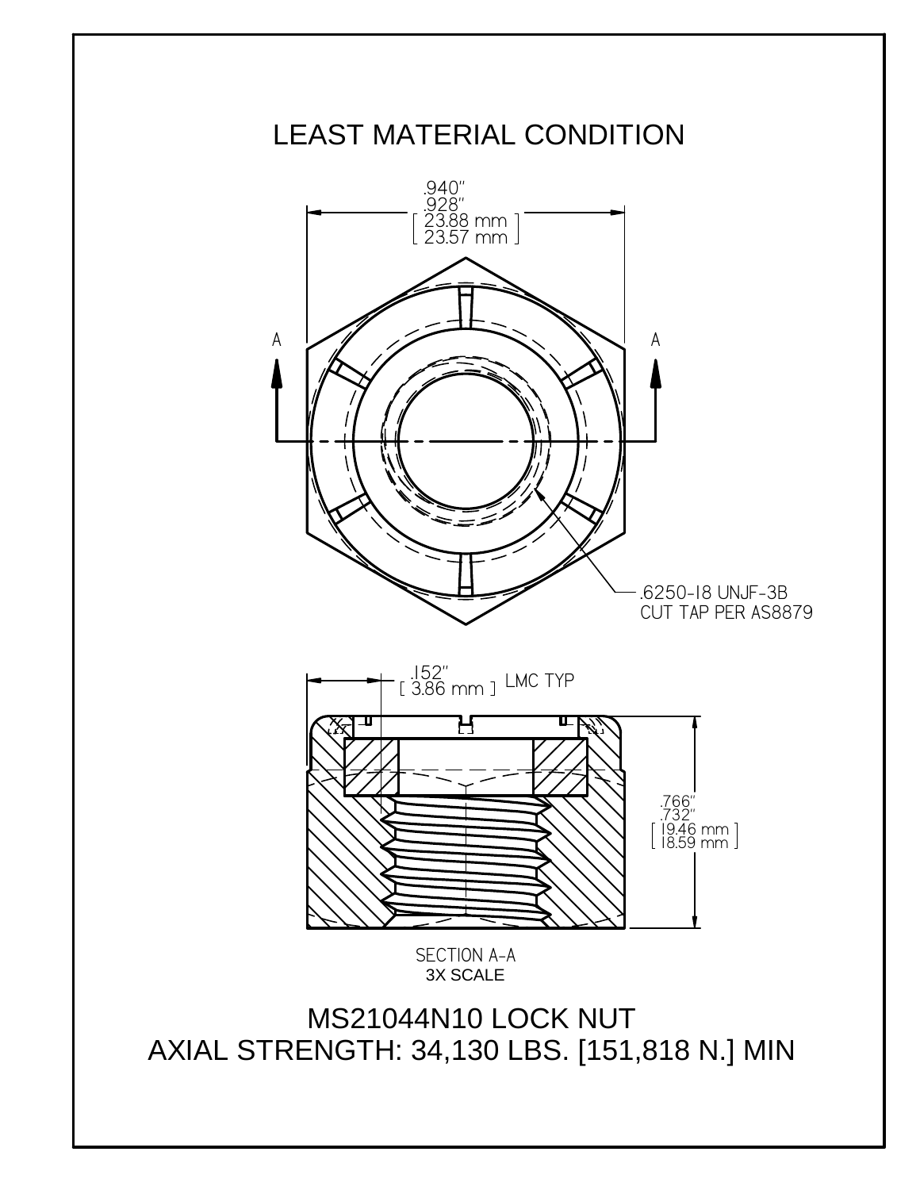# LEAST MATERIAL CONDITION

.940"
.928"
[ 23.88 mm ]
[ 23.57 mm ]

A

A

.6250-18 UNJF-3B
CUT TAP PER AS8879

.152"
[ 3.86 mm ] LMC TYP

.766"
.732"
[ 19.46 mm ]
[ 18.59 mm ]

SECTION A-A
3X SCALE

MS21044N10 LOCK NUT
AXIAL STRENGTH: 34,130 LBS. [151,818 N.] MIN